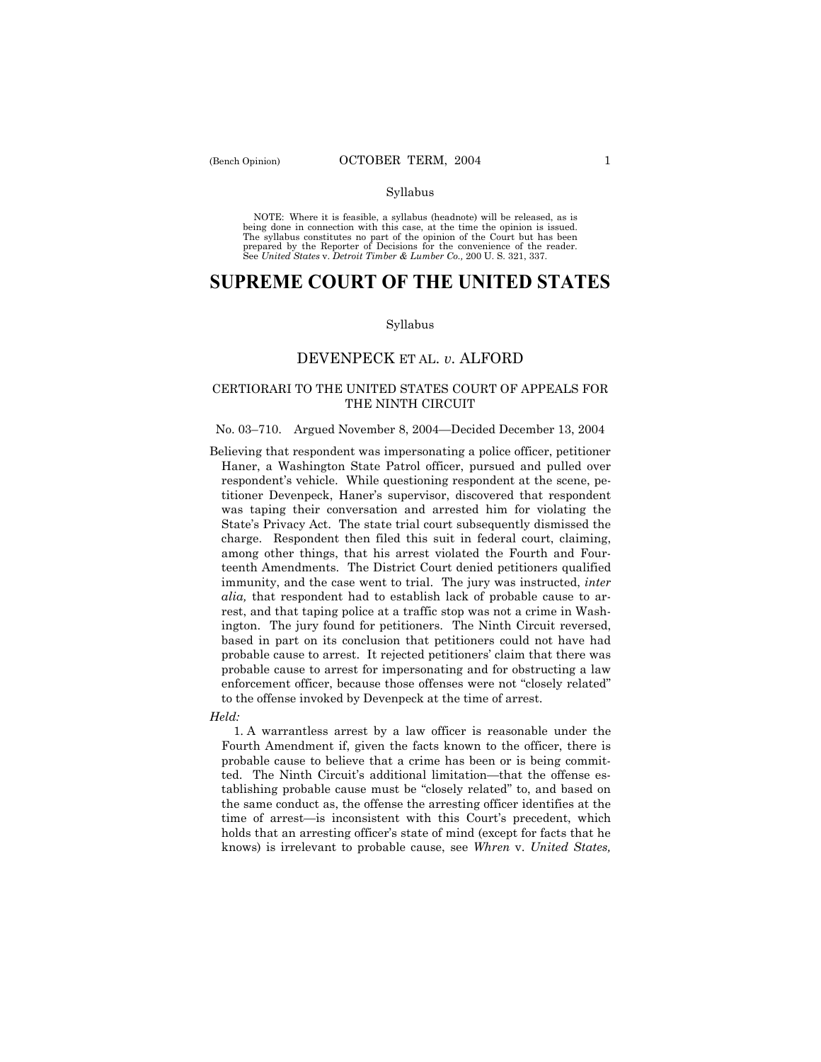Syllabus

NOTE: Where it is feasible, a syllabus (headnote) will be released, as is being done in connection with this case, at the time the opinion is issued. The syllabus constitutes no part of the opinion of the Court but has been prepared by the Reporter of Decisions for the convenience of the reader. See *United States* v. *Detroit Timber & Lumber Co.,* 200 U. S. 321, 337.

# SUPREME COURT OF THE UNITED STATES

Syllabus

## DEVENPECK ET AL. *v.* ALFORD

### CERTIORARI TO THE UNITED STATES COURT OF APPEALS FOR THE NINTH CIRCUIT

No. 03–710. Argued November 8, 2004—Decided December 13, 2004

Believing that respondent was impersonating a police officer, petitioner Haner, a Washington State Patrol officer, pursued and pulled over respondent's vehicle. While questioning respondent at the scene, petitioner Devenpeck, Haner's supervisor, discovered that respondent was taping their conversation and arrested him for violating the State's Privacy Act. The state trial court subsequently dismissed the charge. Respondent then filed this suit in federal court, claiming, among other things, that his arrest violated the Fourth and Fourteenth Amendments. The District Court denied petitioners qualified immunity, and the case went to trial. The jury was instructed, *inter alia,* that respondent had to establish lack of probable cause to arrest, and that taping police at a traffic stop was not a crime in Washington. The jury found for petitioners. The Ninth Circuit reversed, based in part on its conclusion that petitioners could not have had probable cause to arrest. It rejected petitioners' claim that there was probable cause to arrest for impersonating and for obstructing a law enforcement officer, because those offenses were not "closely related" to the offense invoked by Devenpeck at the time of arrest.

*Held:*

1. A warrantless arrest by a law officer is reasonable under the Fourth Amendment if, given the facts known to the officer, there is probable cause to believe that a crime has been or is being committed. The Ninth Circuit's additional limitation—that the offense establishing probable cause must be "closely related" to, and based on the same conduct as, the offense the arresting officer identifies at the time of arrest—is inconsistent with this Court's precedent, which holds that an arresting officer's state of mind (except for facts that he knows) is irrelevant to probable cause, see *Whren* v. *United States,*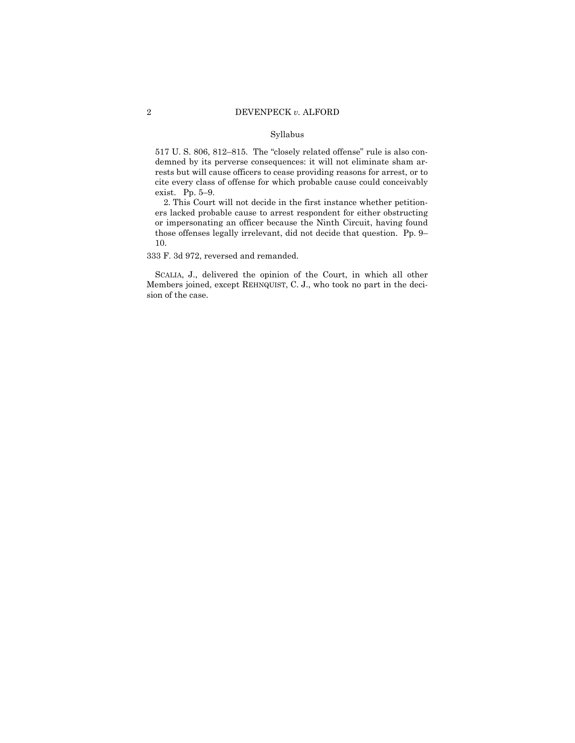517 U. S. 806, 812–815. The "closely related offense" rule is also condemned by its perverse consequences: it will not eliminate sham arrests but will cause officers to cease providing reasons for arrest, or to cite every class of offense for which probable cause could conceivably exist. Pp. 5–9.

2. This Court will not decide in the first instance whether petitioners lacked probable cause to arrest respondent for either obstructing or impersonating an officer because the Ninth Circuit, having found those offenses legally irrelevant, did not decide that question. Pp. 9–10.

333 F. 3d 972, reversed and remanded.

SCALIA, J., delivered the opinion of the Court, in which all other Members joined, except REHNQUIST, C. J., who took no part in the decision of the case.